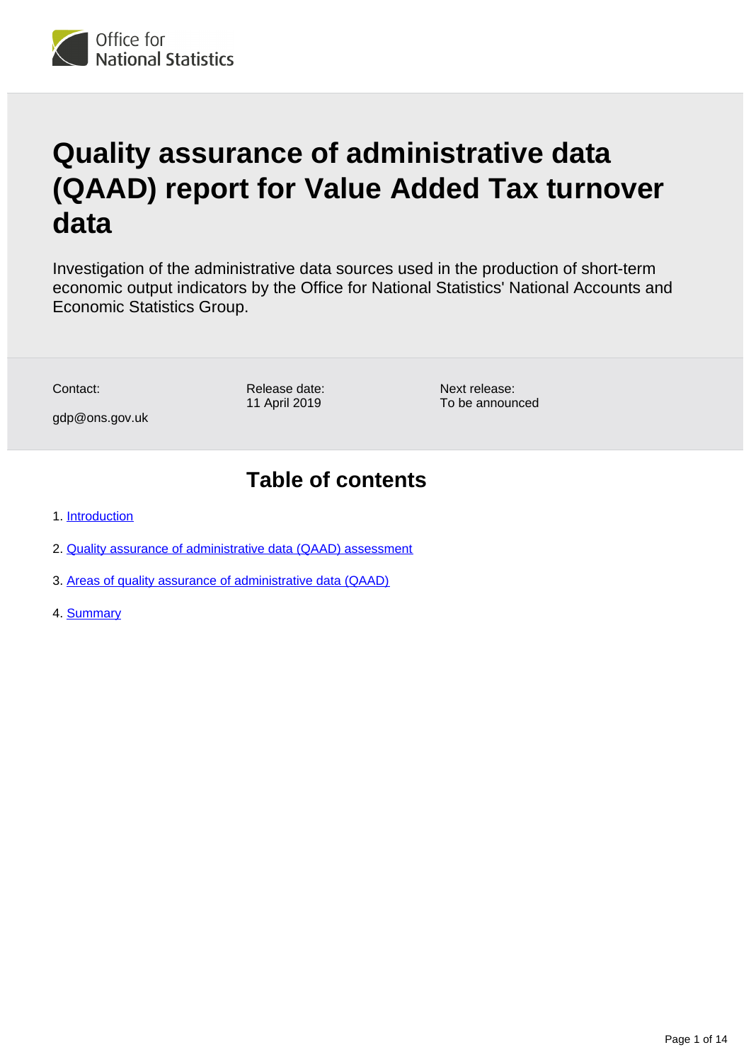# Quality assurance of administrative data (QAAD) report for Value Added Tax turnover data

Investigation of the administrative data sources used in the production of short-term economic output indicators by the Office for National Statistics' National Accounts and Economic Statistics Group.

Contact:
gdp@ons.gov.uk

Release date:
11 April 2019

Next release:
To be announced

## Table of contents

1. Introduction
2. Quality assurance of administrative data (QAAD) assessment
3. Areas of quality assurance of administrative data (QAAD)
4. Summary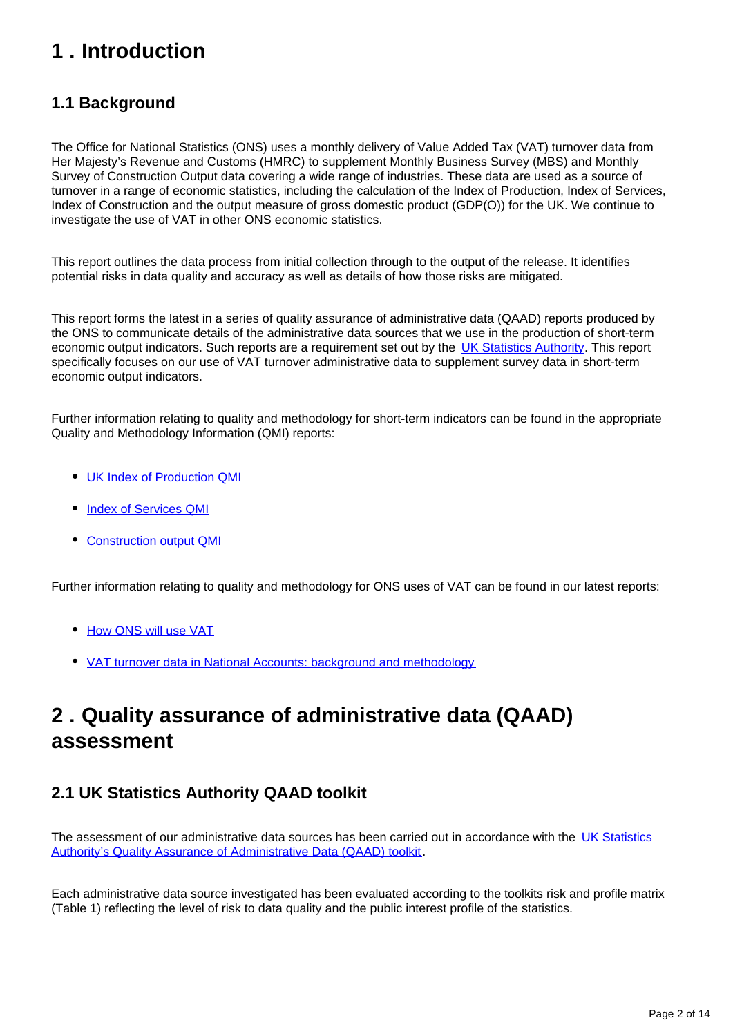# 1 . Introduction

## 1.1 Background

The Office for National Statistics (ONS) uses a monthly delivery of Value Added Tax (VAT) turnover data from Her Majesty's Revenue and Customs (HMRC) to supplement Monthly Business Survey (MBS) and Monthly Survey of Construction Output data covering a wide range of industries. These data are used as a source of turnover in a range of economic statistics, including the calculation of the Index of Production, Index of Services, Index of Construction and the output measure of gross domestic product (GDP(O)) for the UK. We continue to investigate the use of VAT in other ONS economic statistics.

This report outlines the data process from initial collection through to the output of the release. It identifies potential risks in data quality and accuracy as well as details of how those risks are mitigated.

This report forms the latest in a series of quality assurance of administrative data (QAAD) reports produced by the ONS to communicate details of the administrative data sources that we use in the production of short-term economic output indicators. Such reports are a requirement set out by the UK Statistics Authority. This report specifically focuses on our use of VAT turnover administrative data to supplement survey data in short-term economic output indicators.

Further information relating to quality and methodology for short-term indicators can be found in the appropriate Quality and Methodology Information (QMI) reports:

- UK Index of Production QMI
- Index of Services QMI
- Construction output QMI

Further information relating to quality and methodology for ONS uses of VAT can be found in our latest reports:

- How ONS will use VAT
- VAT turnover data in National Accounts: background and methodology

# 2 . Quality assurance of administrative data (QAAD) assessment

## 2.1 UK Statistics Authority QAAD toolkit

The assessment of our administrative data sources has been carried out in accordance with the UK Statistics Authority's Quality Assurance of Administrative Data (QAAD) toolkit.

Each administrative data source investigated has been evaluated according to the toolkits risk and profile matrix (Table 1) reflecting the level of risk to data quality and the public interest profile of the statistics.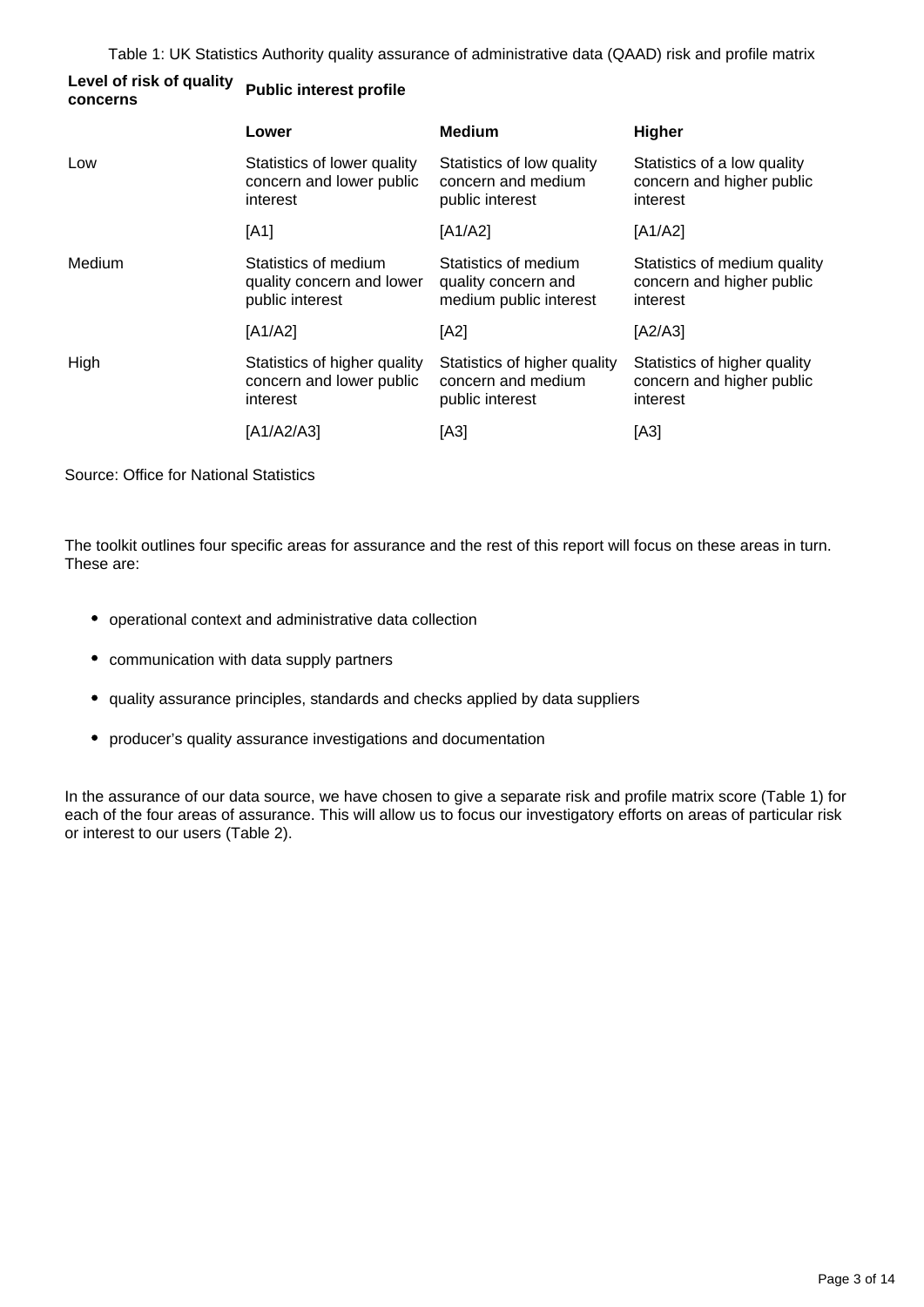Table 1: UK Statistics Authority quality assurance of administrative data (QAAD) risk and profile matrix

| Level of risk of quality concerns | Public interest profile | | |
|---|---|---|---|
| | **Lower** | **Medium** | **Higher** |
| Low | Statistics of lower quality concern and lower public interest [A1] | Statistics of low quality concern and medium public interest [A1/A2] | Statistics of a low quality concern and higher public interest [A1/A2] |
| Medium | Statistics of medium quality concern and lower public interest [A1/A2] | Statistics of medium quality concern and medium public interest [A2] | Statistics of medium quality concern and higher public interest [A2/A3] |
| High | Statistics of higher quality concern and lower public interest [A1/A2/A3] | Statistics of higher quality concern and medium public interest [A3] | Statistics of higher quality concern and higher public interest [A3] |

Source: Office for National Statistics

The toolkit outlines four specific areas for assurance and the rest of this report will focus on these areas in turn. These are:

- operational context and administrative data collection
- communication with data supply partners
- quality assurance principles, standards and checks applied by data suppliers
- producer's quality assurance investigations and documentation

In the assurance of our data source, we have chosen to give a separate risk and profile matrix score (Table 1) for each of the four areas of assurance. This will allow us to focus our investigatory efforts on areas of particular risk or interest to our users (Table 2).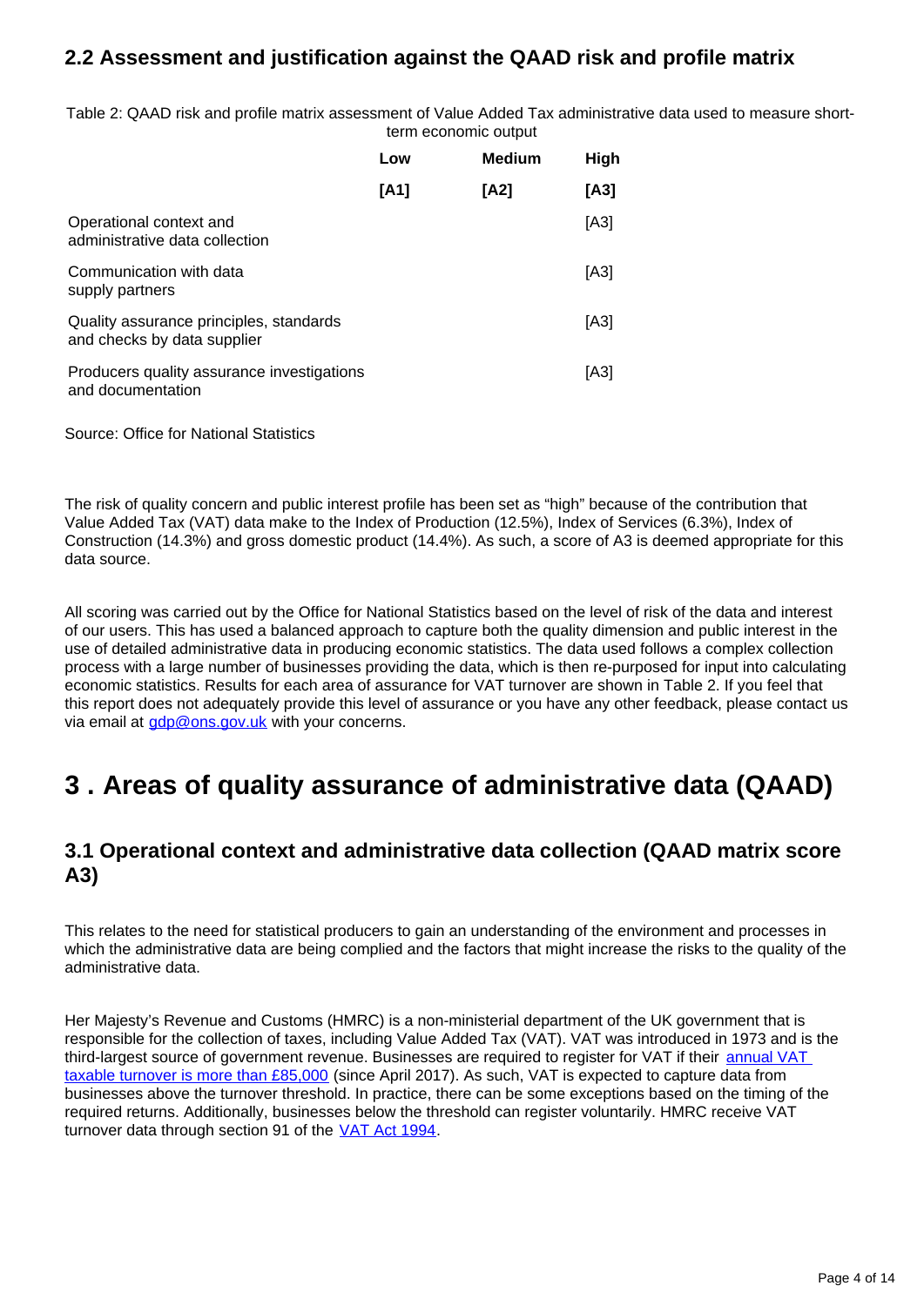## 2.2 Assessment and justification against the QAAD risk and profile matrix

Table 2: QAAD risk and profile matrix assessment of Value Added Tax administrative data used to measure short-term economic output

| | Low | Medium | High |
|---|---|---|---|
| | **[A1]** | **[A2]** | **[A3]** |
| Operational context and administrative data collection | | | [A3] |
| Communication with data supply partners | | | [A3] |
| Quality assurance principles, standards and checks by data supplier | | | [A3] |
| Producers quality assurance investigations and documentation | | | [A3] |

Source: Office for National Statistics

The risk of quality concern and public interest profile has been set as "high" because of the contribution that Value Added Tax (VAT) data make to the Index of Production (12.5%), Index of Services (6.3%), Index of Construction (14.3%) and gross domestic product (14.4%). As such, a score of A3 is deemed appropriate for this data source.

All scoring was carried out by the Office for National Statistics based on the level of risk of the data and interest of our users. This has used a balanced approach to capture both the quality dimension and public interest in the use of detailed administrative data in producing economic statistics. The data used follows a complex collection process with a large number of businesses providing the data, which is then re-purposed for input into calculating economic statistics. Results for each area of assurance for VAT turnover are shown in Table 2. If you feel that this report does not adequately provide this level of assurance or you have any other feedback, please contact us via email at gdp@ons.gov.uk with your concerns.

# 3 . Areas of quality assurance of administrative data (QAAD)

## 3.1 Operational context and administrative data collection (QAAD matrix score A3)

This relates to the need for statistical producers to gain an understanding of the environment and processes in which the administrative data are being complied and the factors that might increase the risks to the quality of the administrative data.

Her Majesty's Revenue and Customs (HMRC) is a non-ministerial department of the UK government that is responsible for the collection of taxes, including Value Added Tax (VAT). VAT was introduced in 1973 and is the third-largest source of government revenue. Businesses are required to register for VAT if their annual VAT taxable turnover is more than £85,000 (since April 2017). As such, VAT is expected to capture data from businesses above the turnover threshold. In practice, there can be some exceptions based on the timing of the required returns. Additionally, businesses below the threshold can register voluntarily. HMRC receive VAT turnover data through section 91 of the VAT Act 1994.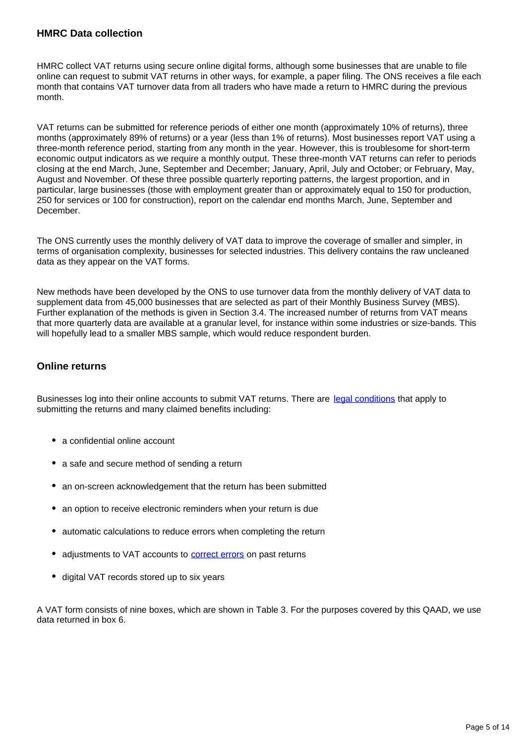### HMRC Data collection

HMRC collect VAT returns using secure online digital forms, although some businesses that are unable to file online can request to submit VAT returns in other ways, for example, a paper filing. The ONS receives a file each month that contains VAT turnover data from all traders who have made a return to HMRC during the previous month.

VAT returns can be submitted for reference periods of either one month (approximately 10% of returns), three months (approximately 89% of returns) or a year (less than 1% of returns). Most businesses report VAT using a three-month reference period, starting from any month in the year. However, this is troublesome for short-term economic output indicators as we require a monthly output. These three-month VAT returns can refer to periods closing at the end March, June, September and December; January, April, July and October; or February, May, August and November. Of these three possible quarterly reporting patterns, the largest proportion, and in particular, large businesses (those with employment greater than or approximately equal to 150 for production, 250 for services or 100 for construction), report on the calendar end months March, June, September and December.

The ONS currently uses the monthly delivery of VAT data to improve the coverage of smaller and simpler, in terms of organisation complexity, businesses for selected industries. This delivery contains the raw uncleaned data as they appear on the VAT forms.

New methods have been developed by the ONS to use turnover data from the monthly delivery of VAT data to supplement data from 45,000 businesses that are selected as part of their Monthly Business Survey (MBS). Further explanation of the methods is given in Section 3.4. The increased number of returns from VAT means that more quarterly data are available at a granular level, for instance within some industries or size-bands. This will hopefully lead to a smaller MBS sample, which would reduce respondent burden.

### Online returns

Businesses log into their online accounts to submit VAT returns. There are [legal conditions]() that apply to submitting the returns and many claimed benefits including:

- a confidential online account
- a safe and secure method of sending a return
- an on-screen acknowledgement that the return has been submitted
- an option to receive electronic reminders when your return is due
- automatic calculations to reduce errors when completing the return
- adjustments to VAT accounts to [correct errors]() on past returns
- digital VAT records stored up to six years

A VAT form consists of nine boxes, which are shown in Table 3. For the purposes covered by this QAAD, we use data returned in box 6.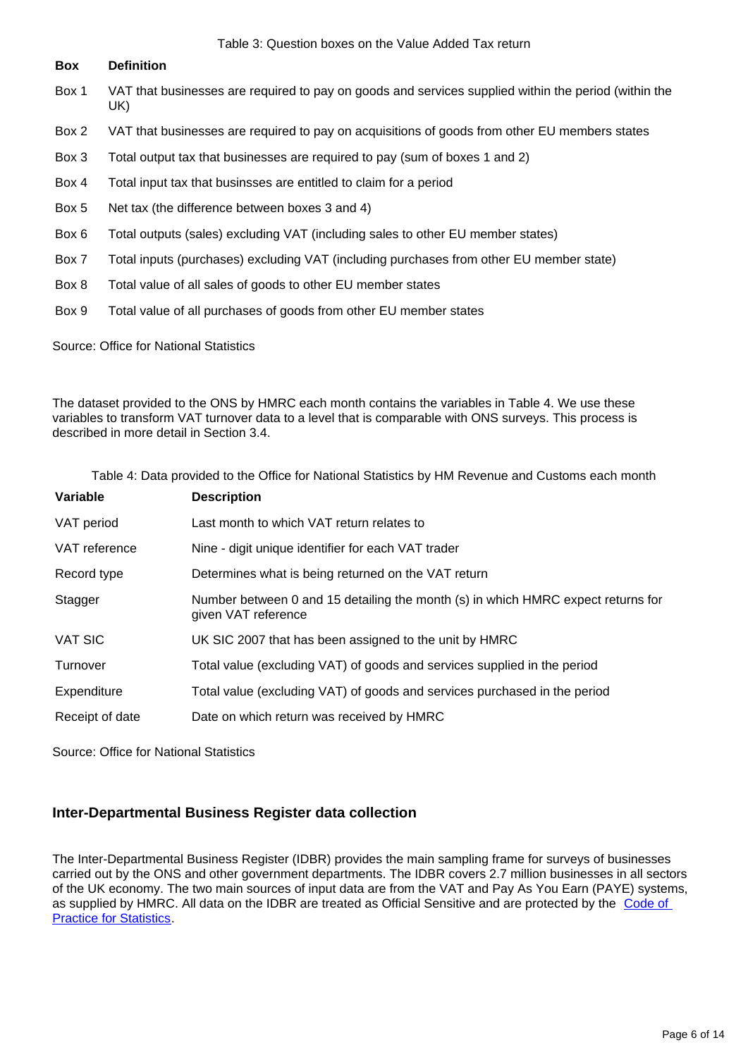Table 3: Question boxes on the Value Added Tax return

| Box | Definition |
| --- | --- |
| Box 1 | VAT that businesses are required to pay on goods and services supplied within the period (within the UK) |
| Box 2 | VAT that businesses are required to pay on acquisitions of goods from other EU members states |
| Box 3 | Total output tax that businesses are required to pay (sum of boxes 1 and 2) |
| Box 4 | Total input tax that businsses are entitled to claim for a period |
| Box 5 | Net tax (the difference between boxes 3 and 4) |
| Box 6 | Total outputs (sales) excluding VAT (including sales to other EU member states) |
| Box 7 | Total inputs (purchases) excluding VAT (including purchases from other EU member state) |
| Box 8 | Total value of all sales of goods to other EU member states |
| Box 9 | Total value of all purchases of goods from other EU member states |

Source: Office for National Statistics

The dataset provided to the ONS by HMRC each month contains the variables in Table 4. We use these variables to transform VAT turnover data to a level that is comparable with ONS surveys. This process is described in more detail in Section 3.4.

Table 4: Data provided to the Office for National Statistics by HM Revenue and Customs each month

| Variable | Description |
| --- | --- |
| VAT period | Last month to which VAT return relates to |
| VAT reference | Nine - digit unique identifier for each VAT trader |
| Record type | Determines what is being returned on the VAT return |
| Stagger | Number between 0 and 15 detailing the month (s) in which HMRC expect returns for given VAT reference |
| VAT SIC | UK SIC 2007 that has been assigned to the unit by HMRC |
| Turnover | Total value (excluding VAT) of goods and services supplied in the period |
| Expenditure | Total value (excluding VAT) of goods and services purchased in the period |
| Receipt of date | Date on which return was received by HMRC |

Source: Office for National Statistics

### Inter-Departmental Business Register data collection

The Inter-Departmental Business Register (IDBR) provides the main sampling frame for surveys of businesses carried out by the ONS and other government departments. The IDBR covers 2.7 million businesses in all sectors of the UK economy. The two main sources of input data are from the VAT and Pay As You Earn (PAYE) systems, as supplied by HMRC. All data on the IDBR are treated as Official Sensitive and are protected by the Code of Practice for Statistics.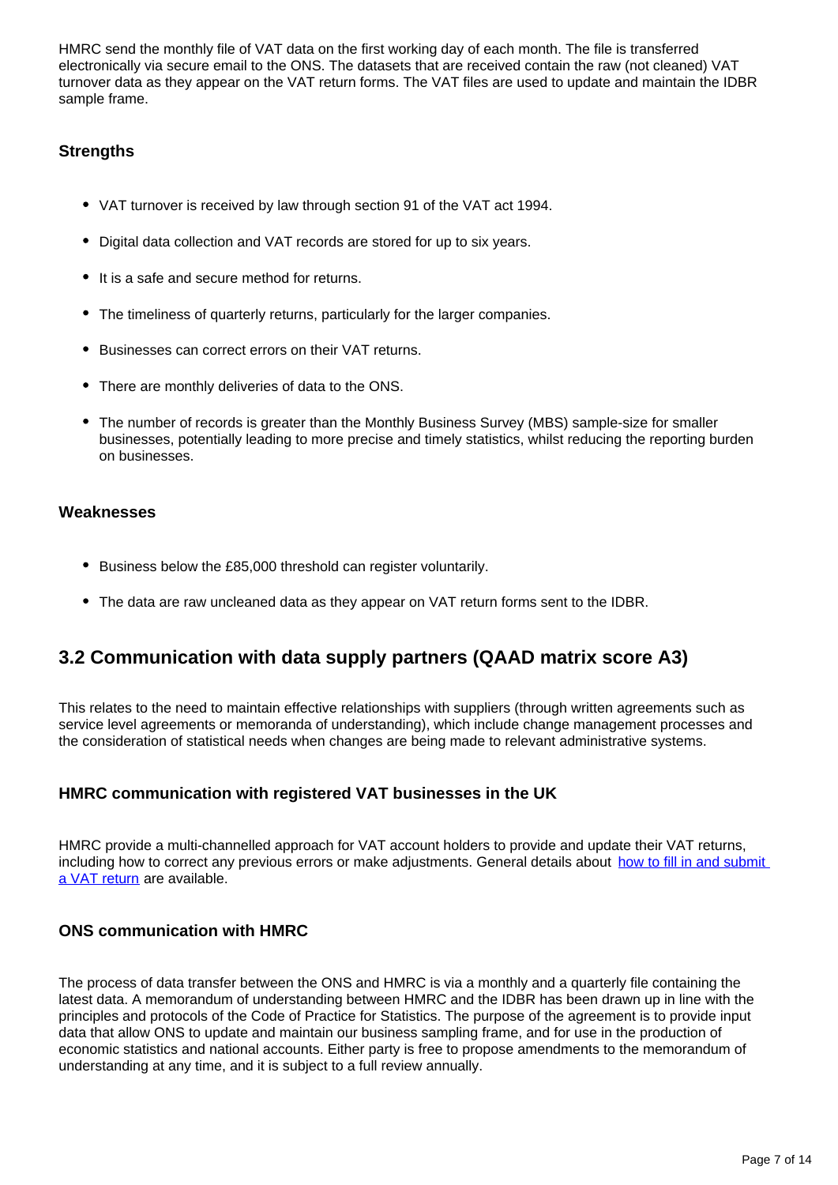HMRC send the monthly file of VAT data on the first working day of each month. The file is transferred electronically via secure email to the ONS. The datasets that are received contain the raw (not cleaned) VAT turnover data as they appear on the VAT return forms. The VAT files are used to update and maintain the IDBR sample frame.

### Strengths

- VAT turnover is received by law through section 91 of the VAT act 1994.
- Digital data collection and VAT records are stored for up to six years.
- It is a safe and secure method for returns.
- The timeliness of quarterly returns, particularly for the larger companies.
- Businesses can correct errors on their VAT returns.
- There are monthly deliveries of data to the ONS.
- The number of records is greater than the Monthly Business Survey (MBS) sample-size for smaller businesses, potentially leading to more precise and timely statistics, whilst reducing the reporting burden on businesses.

### Weaknesses

- Business below the £85,000 threshold can register voluntarily.
- The data are raw uncleaned data as they appear on VAT return forms sent to the IDBR.

## 3.2 Communication with data supply partners (QAAD matrix score A3)

This relates to the need to maintain effective relationships with suppliers (through written agreements such as service level agreements or memoranda of understanding), which include change management processes and the consideration of statistical needs when changes are being made to relevant administrative systems.

### HMRC communication with registered VAT businesses in the UK

HMRC provide a multi-channelled approach for VAT account holders to provide and update their VAT returns, including how to correct any previous errors or make adjustments. General details about how to fill in and submit a VAT return are available.

### ONS communication with HMRC

The process of data transfer between the ONS and HMRC is via a monthly and a quarterly file containing the latest data. A memorandum of understanding between HMRC and the IDBR has been drawn up in line with the principles and protocols of the Code of Practice for Statistics. The purpose of the agreement is to provide input data that allow ONS to update and maintain our business sampling frame, and for use in the production of economic statistics and national accounts. Either party is free to propose amendments to the memorandum of understanding at any time, and it is subject to a full review annually.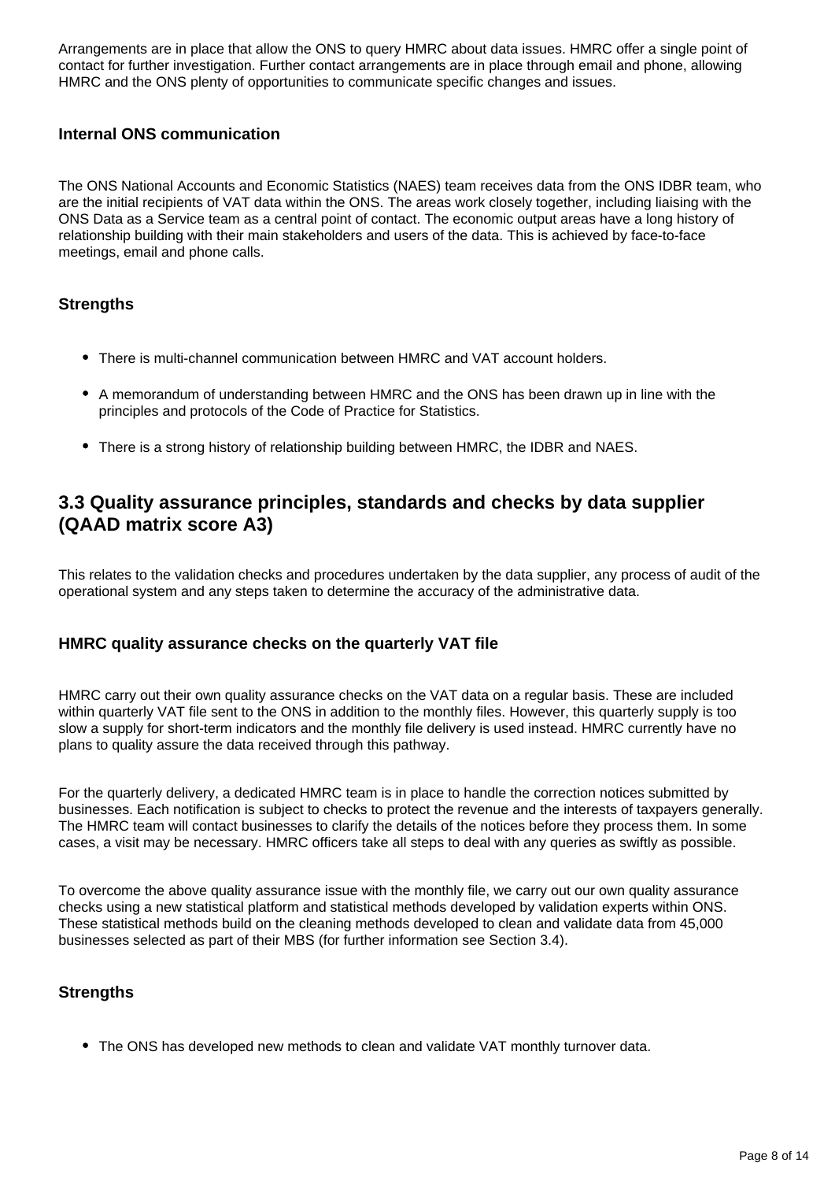Arrangements are in place that allow the ONS to query HMRC about data issues. HMRC offer a single point of contact for further investigation. Further contact arrangements are in place through email and phone, allowing HMRC and the ONS plenty of opportunities to communicate specific changes and issues.

### Internal ONS communication

The ONS National Accounts and Economic Statistics (NAES) team receives data from the ONS IDBR team, who are the initial recipients of VAT data within the ONS. The areas work closely together, including liaising with the ONS Data as a Service team as a central point of contact. The economic output areas have a long history of relationship building with their main stakeholders and users of the data. This is achieved by face-to-face meetings, email and phone calls.

### Strengths

- There is multi-channel communication between HMRC and VAT account holders.
- A memorandum of understanding between HMRC and the ONS has been drawn up in line with the principles and protocols of the Code of Practice for Statistics.
- There is a strong history of relationship building between HMRC, the IDBR and NAES.

## 3.3 Quality assurance principles, standards and checks by data supplier (QAAD matrix score A3)

This relates to the validation checks and procedures undertaken by the data supplier, any process of audit of the operational system and any steps taken to determine the accuracy of the administrative data.

### HMRC quality assurance checks on the quarterly VAT file

HMRC carry out their own quality assurance checks on the VAT data on a regular basis. These are included within quarterly VAT file sent to the ONS in addition to the monthly files. However, this quarterly supply is too slow a supply for short-term indicators and the monthly file delivery is used instead. HMRC currently have no plans to quality assure the data received through this pathway.

For the quarterly delivery, a dedicated HMRC team is in place to handle the correction notices submitted by businesses. Each notification is subject to checks to protect the revenue and the interests of taxpayers generally. The HMRC team will contact businesses to clarify the details of the notices before they process them. In some cases, a visit may be necessary. HMRC officers take all steps to deal with any queries as swiftly as possible.

To overcome the above quality assurance issue with the monthly file, we carry out our own quality assurance checks using a new statistical platform and statistical methods developed by validation experts within ONS. These statistical methods build on the cleaning methods developed to clean and validate data from 45,000 businesses selected as part of their MBS (for further information see Section 3.4).

### Strengths

- The ONS has developed new methods to clean and validate VAT monthly turnover data.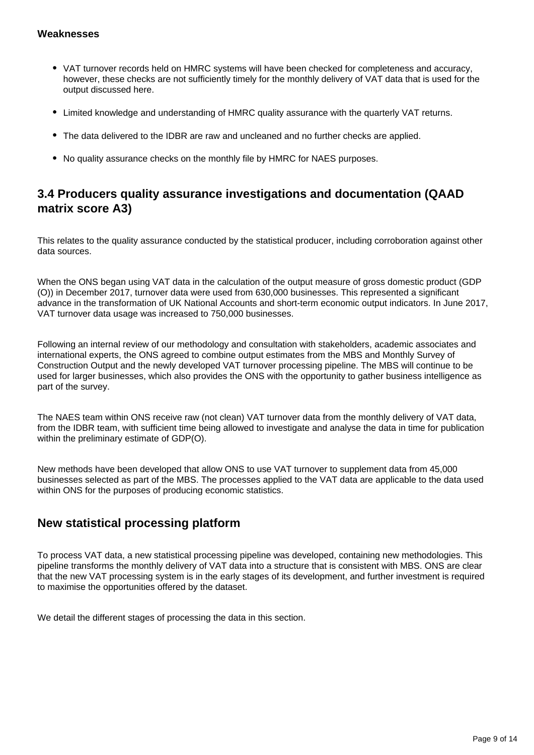**Weaknesses**

- VAT turnover records held on HMRC systems will have been checked for completeness and accuracy, however, these checks are not sufficiently timely for the monthly delivery of VAT data that is used for the output discussed here.
- Limited knowledge and understanding of HMRC quality assurance with the quarterly VAT returns.
- The data delivered to the IDBR are raw and uncleaned and no further checks are applied.
- No quality assurance checks on the monthly file by HMRC for NAES purposes.

## 3.4 Producers quality assurance investigations and documentation (QAAD matrix score A3)

This relates to the quality assurance conducted by the statistical producer, including corroboration against other data sources.

When the ONS began using VAT data in the calculation of the output measure of gross domestic product (GDP (O)) in December 2017, turnover data were used from 630,000 businesses. This represented a significant advance in the transformation of UK National Accounts and short-term economic output indicators. In June 2017, VAT turnover data usage was increased to 750,000 businesses.

Following an internal review of our methodology and consultation with stakeholders, academic associates and international experts, the ONS agreed to combine output estimates from the MBS and Monthly Survey of Construction Output and the newly developed VAT turnover processing pipeline. The MBS will continue to be used for larger businesses, which also provides the ONS with the opportunity to gather business intelligence as part of the survey.

The NAES team within ONS receive raw (not clean) VAT turnover data from the monthly delivery of VAT data, from the IDBR team, with sufficient time being allowed to investigate and analyse the data in time for publication within the preliminary estimate of GDP(O).

New methods have been developed that allow ONS to use VAT turnover to supplement data from 45,000 businesses selected as part of the MBS. The processes applied to the VAT data are applicable to the data used within ONS for the purposes of producing economic statistics.

## New statistical processing platform

To process VAT data, a new statistical processing pipeline was developed, containing new methodologies. This pipeline transforms the monthly delivery of VAT data into a structure that is consistent with MBS. ONS are clear that the new VAT processing system is in the early stages of its development, and further investment is required to maximise the opportunities offered by the dataset.

We detail the different stages of processing the data in this section.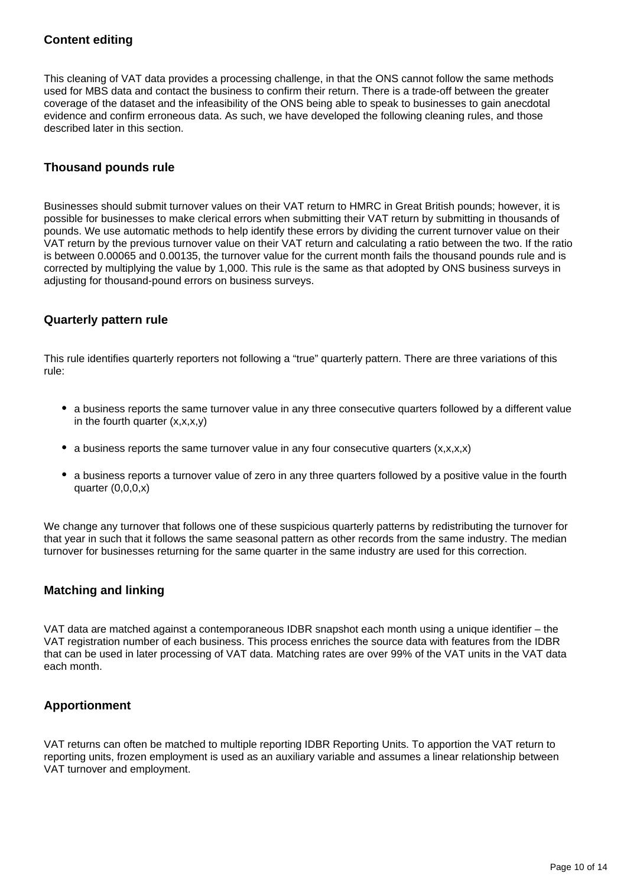### Content editing

This cleaning of VAT data provides a processing challenge, in that the ONS cannot follow the same methods used for MBS data and contact the business to confirm their return. There is a trade-off between the greater coverage of the dataset and the infeasibility of the ONS being able to speak to businesses to gain anecdotal evidence and confirm erroneous data. As such, we have developed the following cleaning rules, and those described later in this section.

### Thousand pounds rule

Businesses should submit turnover values on their VAT return to HMRC in Great British pounds; however, it is possible for businesses to make clerical errors when submitting their VAT return by submitting in thousands of pounds. We use automatic methods to help identify these errors by dividing the current turnover value on their VAT return by the previous turnover value on their VAT return and calculating a ratio between the two. If the ratio is between 0.00065 and 0.00135, the turnover value for the current month fails the thousand pounds rule and is corrected by multiplying the value by 1,000. This rule is the same as that adopted by ONS business surveys in adjusting for thousand-pound errors on business surveys.

### Quarterly pattern rule

This rule identifies quarterly reporters not following a “true” quarterly pattern. There are three variations of this rule:

- a business reports the same turnover value in any three consecutive quarters followed by a different value in the fourth quarter (x,x,x,y)
- a business reports the same turnover value in any four consecutive quarters (x,x,x,x)
- a business reports a turnover value of zero in any three quarters followed by a positive value in the fourth quarter (0,0,0,x)

We change any turnover that follows one of these suspicious quarterly patterns by redistributing the turnover for that year in such that it follows the same seasonal pattern as other records from the same industry. The median turnover for businesses returning for the same quarter in the same industry are used for this correction.

### Matching and linking

VAT data are matched against a contemporaneous IDBR snapshot each month using a unique identifier – the VAT registration number of each business. This process enriches the source data with features from the IDBR that can be used in later processing of VAT data. Matching rates are over 99% of the VAT units in the VAT data each month.

### Apportionment

VAT returns can often be matched to multiple reporting IDBR Reporting Units. To apportion the VAT return to reporting units, frozen employment is used as an auxiliary variable and assumes a linear relationship between VAT turnover and employment.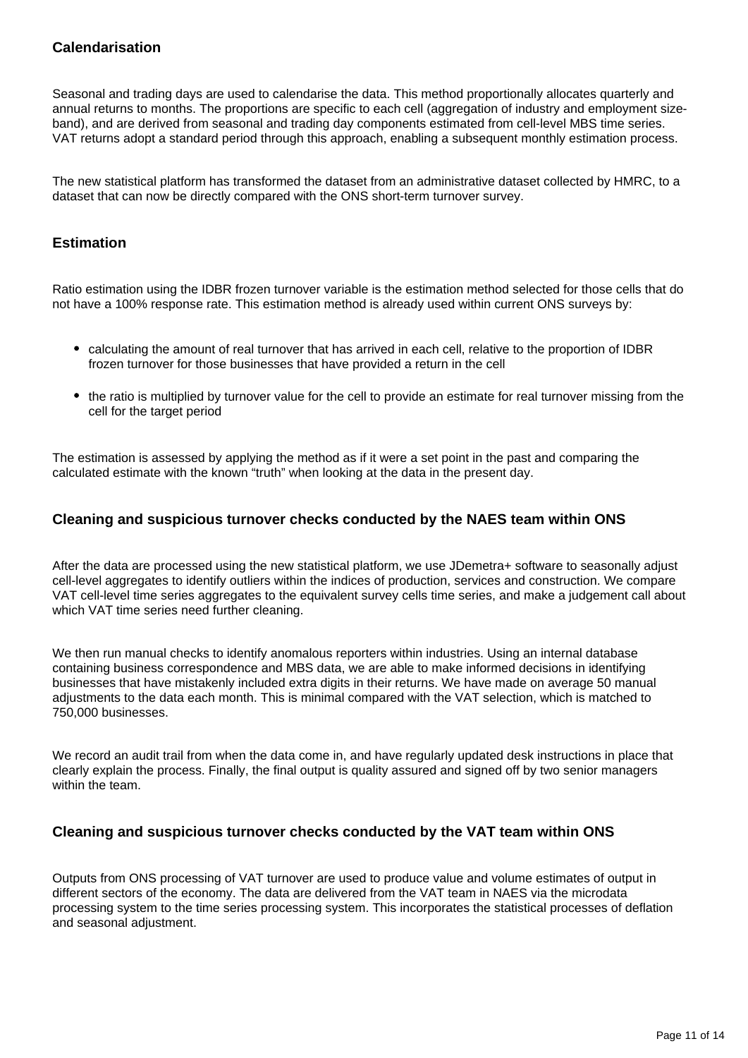### Calendarisation

Seasonal and trading days are used to calendarise the data. This method proportionally allocates quarterly and annual returns to months. The proportions are specific to each cell (aggregation of industry and employment size-band), and are derived from seasonal and trading day components estimated from cell-level MBS time series. VAT returns adopt a standard period through this approach, enabling a subsequent monthly estimation process.

The new statistical platform has transformed the dataset from an administrative dataset collected by HMRC, to a dataset that can now be directly compared with the ONS short-term turnover survey.

### Estimation

Ratio estimation using the IDBR frozen turnover variable is the estimation method selected for those cells that do not have a 100% response rate. This estimation method is already used within current ONS surveys by:

- calculating the amount of real turnover that has arrived in each cell, relative to the proportion of IDBR frozen turnover for those businesses that have provided a return in the cell
- the ratio is multiplied by turnover value for the cell to provide an estimate for real turnover missing from the cell for the target period

The estimation is assessed by applying the method as if it were a set point in the past and comparing the calculated estimate with the known "truth" when looking at the data in the present day.

### Cleaning and suspicious turnover checks conducted by the NAES team within ONS

After the data are processed using the new statistical platform, we use JDemetra+ software to seasonally adjust cell-level aggregates to identify outliers within the indices of production, services and construction. We compare VAT cell-level time series aggregates to the equivalent survey cells time series, and make a judgement call about which VAT time series need further cleaning.

We then run manual checks to identify anomalous reporters within industries. Using an internal database containing business correspondence and MBS data, we are able to make informed decisions in identifying businesses that have mistakenly included extra digits in their returns. We have made on average 50 manual adjustments to the data each month. This is minimal compared with the VAT selection, which is matched to 750,000 businesses.

We record an audit trail from when the data come in, and have regularly updated desk instructions in place that clearly explain the process. Finally, the final output is quality assured and signed off by two senior managers within the team.

### Cleaning and suspicious turnover checks conducted by the VAT team within ONS

Outputs from ONS processing of VAT turnover are used to produce value and volume estimates of output in different sectors of the economy. The data are delivered from the VAT team in NAES via the microdata processing system to the time series processing system. This incorporates the statistical processes of deflation and seasonal adjustment.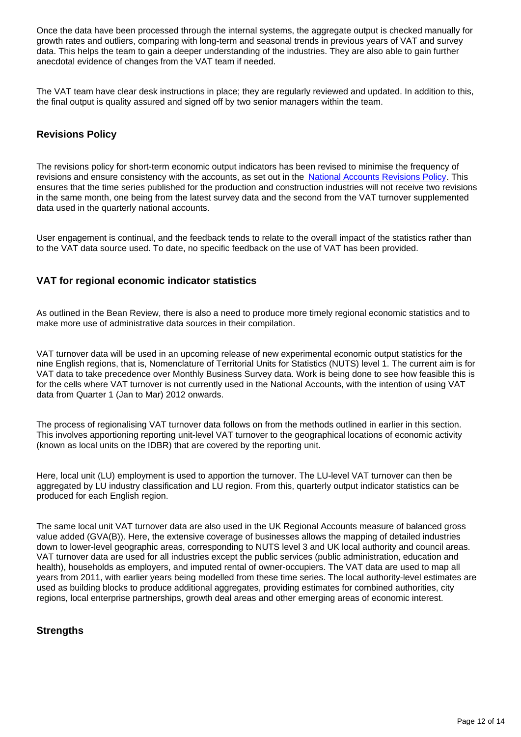Once the data have been processed through the internal systems, the aggregate output is checked manually for growth rates and outliers, comparing with long-term and seasonal trends in previous years of VAT and survey data. This helps the team to gain a deeper understanding of the industries. They are also able to gain further anecdotal evidence of changes from the VAT team if needed.

The VAT team have clear desk instructions in place; they are regularly reviewed and updated. In addition to this, the final output is quality assured and signed off by two senior managers within the team.

### Revisions Policy

The revisions policy for short-term economic output indicators has been revised to minimise the frequency of revisions and ensure consistency with the accounts, as set out in the [National Accounts Revisions Policy](). This ensures that the time series published for the production and construction industries will not receive two revisions in the same month, one being from the latest survey data and the second from the VAT turnover supplemented data used in the quarterly national accounts.

User engagement is continual, and the feedback tends to relate to the overall impact of the statistics rather than to the VAT data source used. To date, no specific feedback on the use of VAT has been provided.

### VAT for regional economic indicator statistics

As outlined in the Bean Review, there is also a need to produce more timely regional economic statistics and to make more use of administrative data sources in their compilation.

VAT turnover data will be used in an upcoming release of new experimental economic output statistics for the nine English regions, that is, Nomenclature of Territorial Units for Statistics (NUTS) level 1. The current aim is for VAT data to take precedence over Monthly Business Survey data. Work is being done to see how feasible this is for the cells where VAT turnover is not currently used in the National Accounts, with the intention of using VAT data from Quarter 1 (Jan to Mar) 2012 onwards.

The process of regionalising VAT turnover data follows on from the methods outlined in earlier in this section. This involves apportioning reporting unit-level VAT turnover to the geographical locations of economic activity (known as local units on the IDBR) that are covered by the reporting unit.

Here, local unit (LU) employment is used to apportion the turnover. The LU-level VAT turnover can then be aggregated by LU industry classification and LU region. From this, quarterly output indicator statistics can be produced for each English region.

The same local unit VAT turnover data are also used in the UK Regional Accounts measure of balanced gross value added (GVA(B)). Here, the extensive coverage of businesses allows the mapping of detailed industries down to lower-level geographic areas, corresponding to NUTS level 3 and UK local authority and council areas. VAT turnover data are used for all industries except the public services (public administration, education and health), households as employers, and imputed rental of owner-occupiers. The VAT data are used to map all years from 2011, with earlier years being modelled from these time series. The local authority-level estimates are used as building blocks to produce additional aggregates, providing estimates for combined authorities, city regions, local enterprise partnerships, growth deal areas and other emerging areas of economic interest.

### Strengths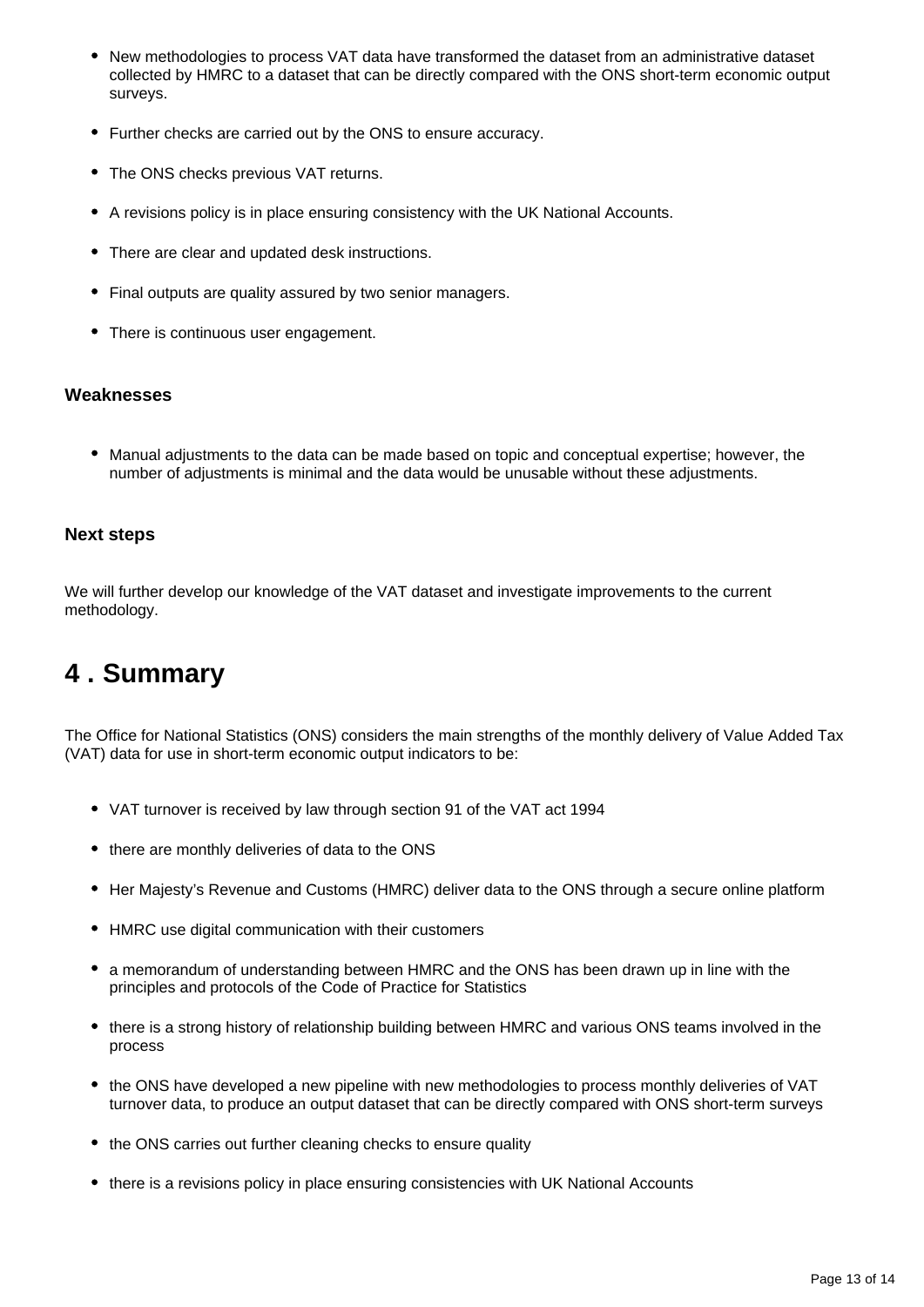- New methodologies to process VAT data have transformed the dataset from an administrative dataset collected by HMRC to a dataset that can be directly compared with the ONS short-term economic output surveys.
- Further checks are carried out by the ONS to ensure accuracy.
- The ONS checks previous VAT returns.
- A revisions policy is in place ensuring consistency with the UK National Accounts.
- There are clear and updated desk instructions.
- Final outputs are quality assured by two senior managers.
- There is continuous user engagement.

### Weaknesses

- Manual adjustments to the data can be made based on topic and conceptual expertise; however, the number of adjustments is minimal and the data would be unusable without these adjustments.

### Next steps

We will further develop our knowledge of the VAT dataset and investigate improvements to the current methodology.

## 4 . Summary

The Office for National Statistics (ONS) considers the main strengths of the monthly delivery of Value Added Tax (VAT) data for use in short-term economic output indicators to be:

- VAT turnover is received by law through section 91 of the VAT act 1994
- there are monthly deliveries of data to the ONS
- Her Majesty's Revenue and Customs (HMRC) deliver data to the ONS through a secure online platform
- HMRC use digital communication with their customers
- a memorandum of understanding between HMRC and the ONS has been drawn up in line with the principles and protocols of the Code of Practice for Statistics
- there is a strong history of relationship building between HMRC and various ONS teams involved in the process
- the ONS have developed a new pipeline with new methodologies to process monthly deliveries of VAT turnover data, to produce an output dataset that can be directly compared with ONS short-term surveys
- the ONS carries out further cleaning checks to ensure quality
- there is a revisions policy in place ensuring consistencies with UK National Accounts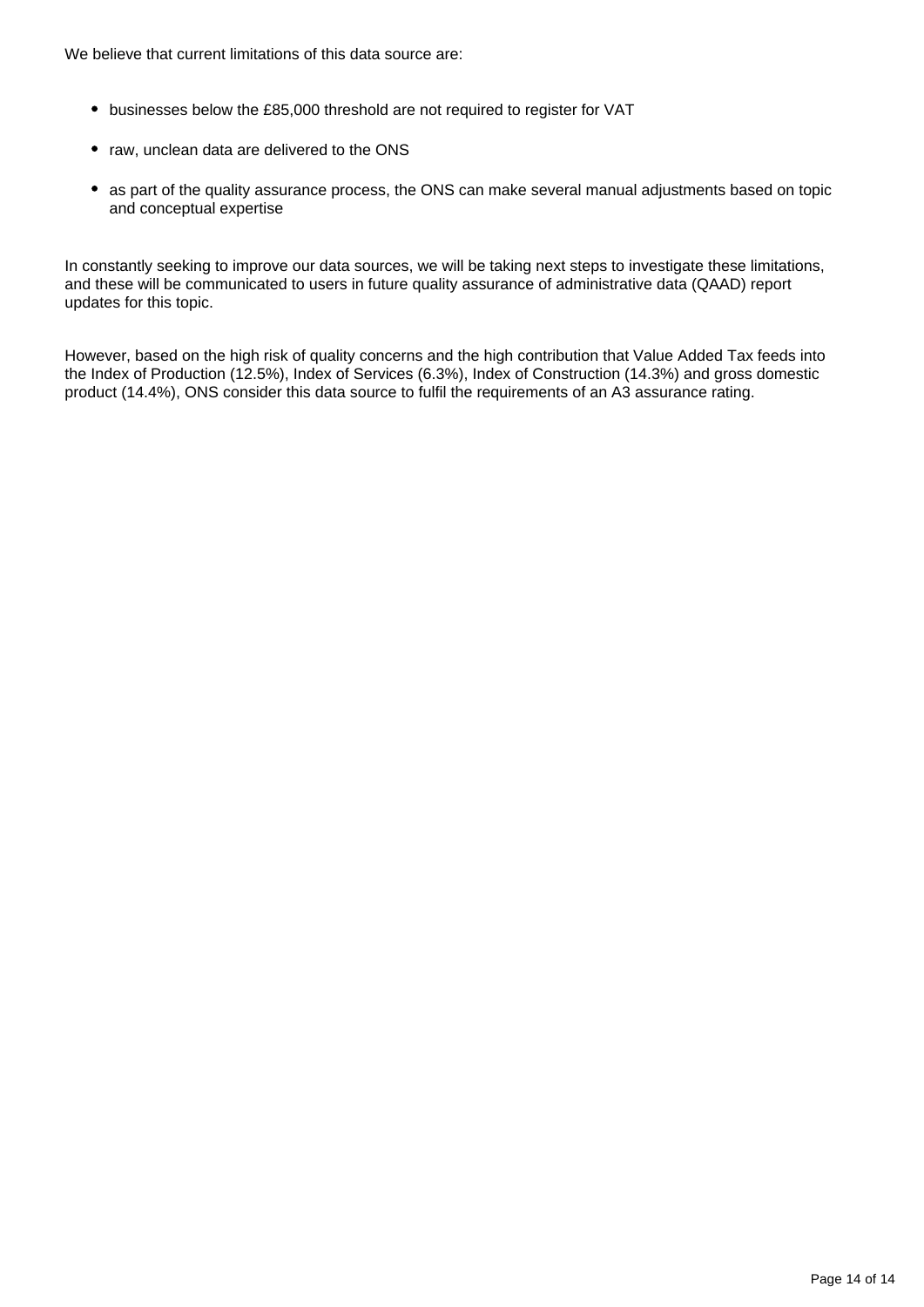We believe that current limitations of this data source are:

- businesses below the £85,000 threshold are not required to register for VAT
- raw, unclean data are delivered to the ONS
- as part of the quality assurance process, the ONS can make several manual adjustments based on topic and conceptual expertise

In constantly seeking to improve our data sources, we will be taking next steps to investigate these limitations, and these will be communicated to users in future quality assurance of administrative data (QAAD) report updates for this topic.

However, based on the high risk of quality concerns and the high contribution that Value Added Tax feeds into the Index of Production (12.5%), Index of Services (6.3%), Index of Construction (14.3%) and gross domestic product (14.4%), ONS consider this data source to fulfil the requirements of an A3 assurance rating.